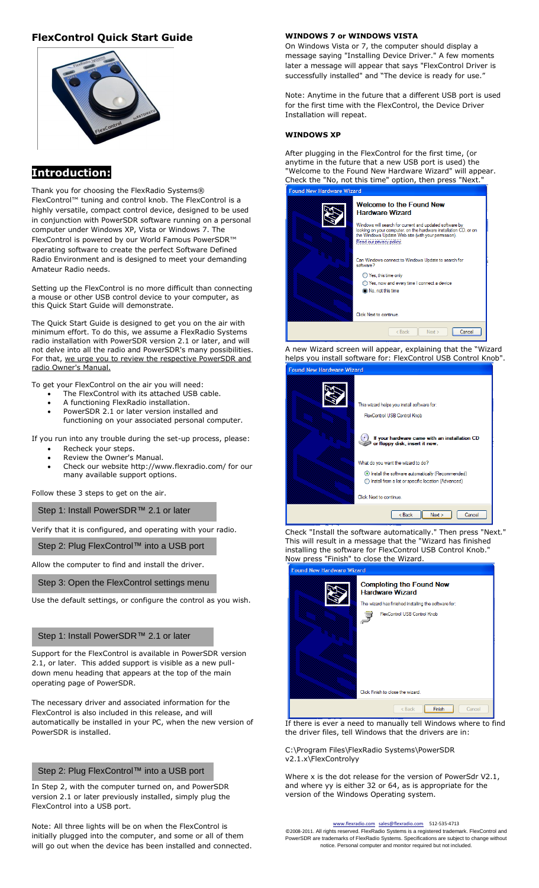# FlexControl Quick Start Guide

## Introduction:

Thank you for choosing the FlexRadio Systems® FlexControl™ tuning and control knob. The FlexControl is a highly versatile, compact control device, designed to be used in conjunction with PowerSDR software running on a personal computer under Windows XP, Vista or Windows 7. The FlexControl is powered by our World Famous PowerSDR™ operating software to create the perfect Software Defined Radio Environment and is designed to meet your demanding Amateur Radio needs.

Setting up the FlexControl is no more difficult than connecting a mouse or other USB control device to your computer, as this Quick Start Guide will demonstrate.

The Quick Start Guide is designed to get you on the air with minimum effort. To do this, we assume a FlexRadio Systems radio installation with PowerSDR version 2.1 or later, and will not delve into all the radio and PowerSDR's many possibilities. For that, we urge you to review the respective PowerSDR and radio Owner's Manual.

To get your FlexControl on the air you will need:

- The FlexControl with its attached USB cable.
- A functioning FlexRadio installation.
- PowerSDR 2.1 or later version installed and functioning on your associated personal computer.

If you run into any trouble during the set-up process, please:

- Recheck your steps.
- Review the Owner's Manual.
- Check our website http://www.flexradio.com/ for our many available support options.

Follow these 3 steps to get on the air.

**Step 1: Install PowerSDR™ 2.1 or later**

Verify that it is configured, and operating with your radio.

**Step 2: Plug FlexControl™ into a USB port**

Allow the computer to find and install the driver.

**Step 3: Open the FlexControl settings menu**

Use the default settings, or configure the control as you wish.

### Step 1: Install PowerSDR™ 2.1 or later

Support for the FlexControl is available in PowerSDR version 2.1, or later. This added support is visible as a new pull-down menu heading that appears at the top of the main operating page of PowerSDR.

The necessary driver and associated information for the FlexControl is also included in this release, and will automatically be installed in your PC, when the new version of PowerSDR is installed.

### Step 2: Plug FlexControl™ into a USB port

In Step 2, with the computer turned on, and PowerSDR version 2.1 or later previously installed, simply plug the FlexControl into a USB port.

Note: All three lights will be on when the FlexControl is initially plugged into the computer, and some or all of them will go out when the device has been installed and connected.

#### WINDOWS 7 or WINDOWS VISTA

On Windows Vista or 7, the computer should display a message saying "Installing Device Driver." A few moments later a message will appear that says "FlexControl Driver is successfully installed" and "The device is ready for use."

Note: Anytime in the future that a different USB port is used for the first time with the FlexControl, the Device Driver Installation will repeat.

#### WINDOWS XP

After plugging in the FlexControl for the first time, (or anytime in the future that a new USB port is used) the "Welcome to the Found New Hardware Wizard" will appear. Check the "No, not this time" option, then press "Next."

A new Wizard screen will appear, explaining that the "Wizard helps you install software for: FlexControl USB Control Knob".

Check "Install the software automatically." Then press "Next." This will result in a message that the "Wizard has finished installing the software for FlexControl USB Control Knob." Now press "Finish" to close the Wizard.

If there is ever a need to manually tell Windows where to find the driver files, tell Windows that the drivers are in:

C:\Program Files\FlexRadio Systems\PowerSDR v2.1.x\FlexControlyy

Where x is the dot release for the version of PowerSdr V2.1, and where yy is either 32 or 64, as is appropriate for the version of the Windows Operating system.

www.flexradio.com sales@flexradio.com 512-535-4713
©2008-2011. All rights reserved. FlexRadio Systems is a registered trademark. FlexControl and PowerSDR are trademarks of FlexRadio Systems. Specifications are subject to change without notice. Personal computer and monitor required but not included.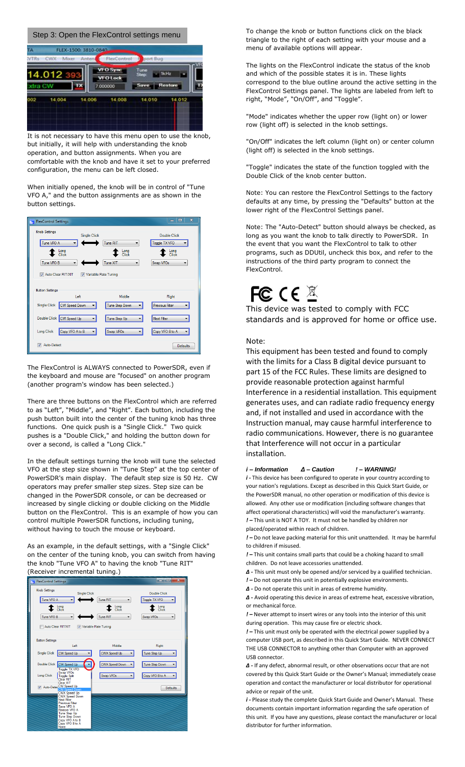## Step 3: Open the FlexControl settings menu

It is not necessary to have this menu open to use the knob, but initially, it will help with understanding the knob operation, and button assignments. When you are comfortable with the knob and have it set to your preferred configuration, the menu can be left closed.

When initially opened, the knob will be in control of "Tune VFO A," and the button assignments are as shown in the button settings.

The FlexControl is ALWAYS connected to PowerSDR, even if the keyboard and mouse are "focused" on another program (another program's window has been selected.)

There are three buttons on the FlexControl which are referred to as "Left", "Middle", and "Right". Each button, including the push button built into the center of the tuning knob has three functions. One quick push is a "Single Click." Two quick pushes is a "Double Click," and holding the button down for over a second, is called a "Long Click."

In the default settings turning the knob will tune the selected VFO at the step size shown in "Tune Step" at the top center of PowerSDR's main display. The default step size is 50 Hz. CW operators may prefer smaller step sizes. Step size can be changed in the PowerSDR console, or can be decreased or increased by single clicking or double clicking on the Middle button on the FlexControl. This is an example of how you can control multiple PowerSDR functions, including tuning, without having to touch the mouse or keyboard.

As an example, in the default settings, with a "Single Click" on the center of the tuning knob, you can switch from having the knob "Tune VFO A" to having the knob "Tune RIT" (Receiver incremental tuning.)

To change the knob or button functions click on the black triangle to the right of each setting with your mouse and a menu of available options will appear.

The lights on the FlexControl indicate the status of the knob and which of the possible states it is in. These lights correspond to the blue outline around the active setting in the FlexControl Settings panel. The lights are labeled from left to right, "Mode", "On/Off", and "Toggle".

"Mode" indicates whether the upper row (light on) or lower row (light off) is selected in the knob settings.

"On/Off" indicates the left column (light on) or center column (light off) is selected in the knob settings.

"Toggle" indicates the state of the function toggled with the Double Click of the knob center button.

Note: You can restore the FlexControl Settings to the factory defaults at any time, by pressing the "Defaults" button at the lower right of the FlexControl Settings panel.

Note: The "Auto-Detect" button should always be checked, as long as you want the knob to talk directly to PowerSDR. In the event that you want the FlexControl to talk to other programs, such as DDUtil, uncheck this box, and refer to the instructions of the third party program to connect the FlexControl.

This device was tested to comply with FCC standards and is approved for home or office use.

Note:

This equipment has been tested and found to comply with the limits for a Class B digital device pursuant to part 15 of the FCC Rules. These limits are designed to provide reasonable protection against harmful Interference in a residential installation. This equipment generates uses, and can radiate radio frequency energy and, if not installed and used in accordance with the Instruction manual, may cause harmful interference to radio communications. However, there is no guarantee that Interference will not occur in a particular installation.

***i – Information   Δ – Caution   ! – WARNING!***

**i** - This device has been configured to operate in your country according to your nation's regulations. Except as described in this Quick Start Guide, or the PowerSDR manual, no other operation or modification of this device is allowed. Any other use or modification (including software changes that affect operational characteristics) will void the manufacturer's warranty.

**!** – This unit is NOT A TOY. It must not be handled by children nor placed/operated within reach of children.

**!** – Do not leave packing material for this unit unattended. It may be harmful to children if misused.

**!** – This unit contains small parts that could be a choking hazard to small children. Do not leave accessories unattended.

**Δ** - This unit must only be opened and/or serviced by a qualified technician.

**!** – Do not operate this unit in potentially explosive environments.

**Δ** - Do not operate this unit in areas of extreme humidity.

**Δ** - Avoid operating this device in areas of extreme heat, excessive vibration, or mechanical force.

**!** – Never attempt to insert wires or any tools into the interior of this unit during operation. This may cause fire or electric shock.

**!** – This unit must only be operated with the electrical power supplied by a computer USB port, as described in this Quick Start Guide. NEVER CONNECT THE USB CONNECTOR to anything other than Computer with an approved USB connector.

**Δ** - If any defect, abnormal result, or other observations occur that are not covered by this Quick Start Guide or the Owner's Manual; immediately cease operation and contact the manufacturer or local distributor for operational advice or repair of the unit.

**i** - Please study the complete Quick Start Guide and Owner's Manual. These documents contain important information regarding the safe operation of this unit. If you have any questions, please contact the manufacturer or local distributor for further information.